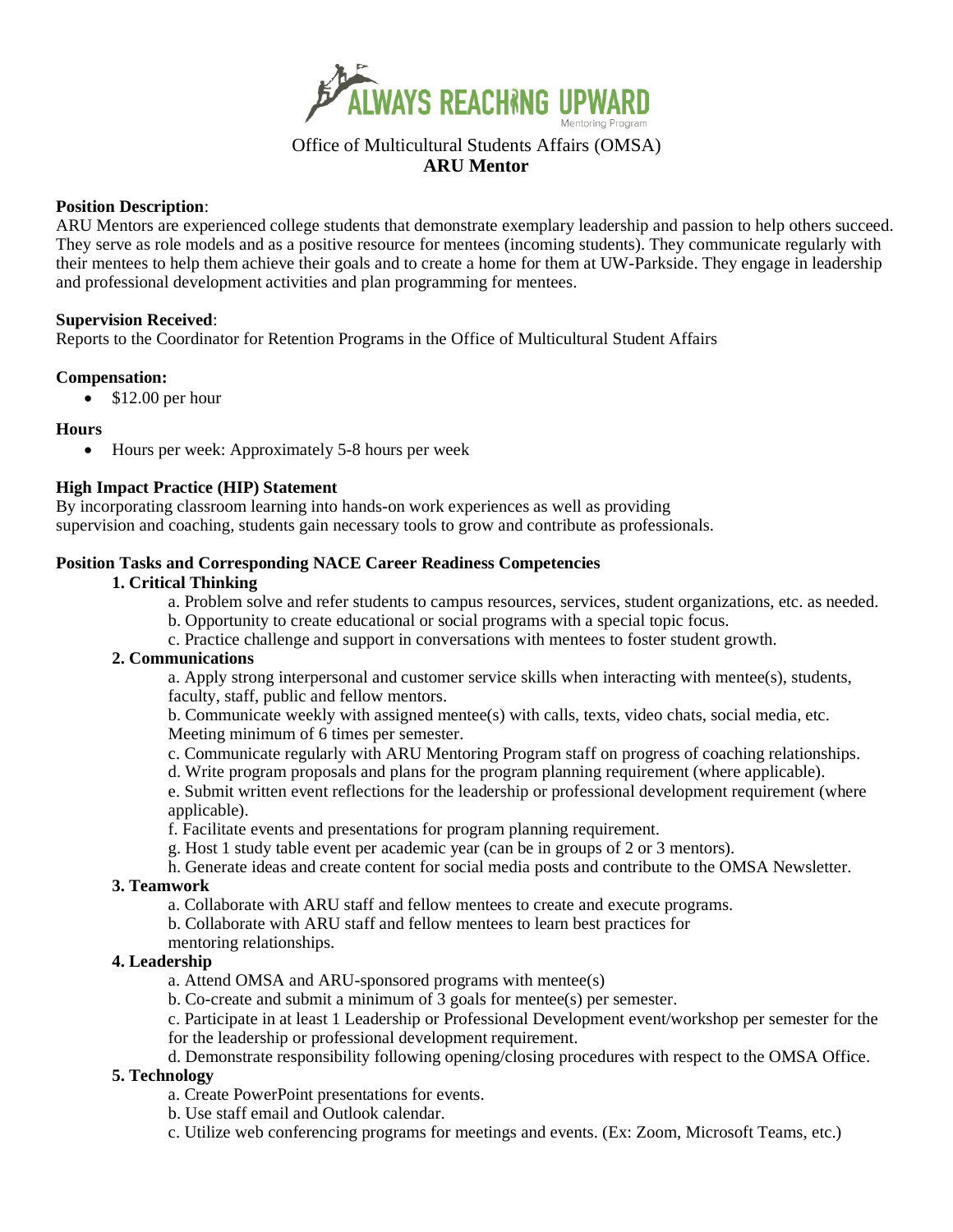ALWAYS REACHING UPWARD

Mentoring Program

Office of Multicultural Students Affairs (OMSA)

**ARU Mentor**

**Position Description**:
ARU Mentors are experienced college students that demonstrate exemplary leadership and passion to help others succeed. They serve as role models and as a positive resource for mentees (incoming students). They communicate regularly with their mentees to help them achieve their goals and to create a home for them at UW-Parkside. They engage in leadership and professional development activities and plan programming for mentees.

**Supervision Received**:
Reports to the Coordinator for Retention Programs in the Office of Multicultural Student Affairs

**Compensation:**

- $12.00 per hour

**Hours**

- Hours per week: Approximately 5-8 hours per week

**High Impact Practice (HIP) Statement**
By incorporating classroom learning into hands-on work experiences as well as providing supervision and coaching, students gain necessary tools to grow and contribute as professionals.

**Position Tasks and Corresponding NACE Career Readiness Competencies**

**1. Critical Thinking**

a. Problem solve and refer students to campus resources, services, student organizations, etc. as needed.
b. Opportunity to create educational or social programs with a special topic focus.
c. Practice challenge and support in conversations with mentees to foster student growth.

**2. Communications**

a. Apply strong interpersonal and customer service skills when interacting with mentee(s), students, faculty, staff, public and fellow mentors.
b. Communicate weekly with assigned mentee(s) with calls, texts, video chats, social media, etc. Meeting minimum of 6 times per semester.
c. Communicate regularly with ARU Mentoring Program staff on progress of coaching relationships.
d. Write program proposals and plans for the program planning requirement (where applicable).
e. Submit written event reflections for the leadership or professional development requirement (where applicable).
f. Facilitate events and presentations for program planning requirement.
g. Host 1 study table event per academic year (can be in groups of 2 or 3 mentors).
h. Generate ideas and create content for social media posts and contribute to the OMSA Newsletter.

**3. Teamwork**

a. Collaborate with ARU staff and fellow mentees to create and execute programs.
b. Collaborate with ARU staff and fellow mentees to learn best practices for mentoring relationships.

**4. Leadership**

a. Attend OMSA and ARU-sponsored programs with mentee(s)
b. Co-create and submit a minimum of 3 goals for mentee(s) per semester.
c. Participate in at least 1 Leadership or Professional Development event/workshop per semester for the for the leadership or professional development requirement.
d. Demonstrate responsibility following opening/closing procedures with respect to the OMSA Office.

**5. Technology**

a. Create PowerPoint presentations for events.
b. Use staff email and Outlook calendar.
c. Utilize web conferencing programs for meetings and events. (Ex: Zoom, Microsoft Teams, etc.)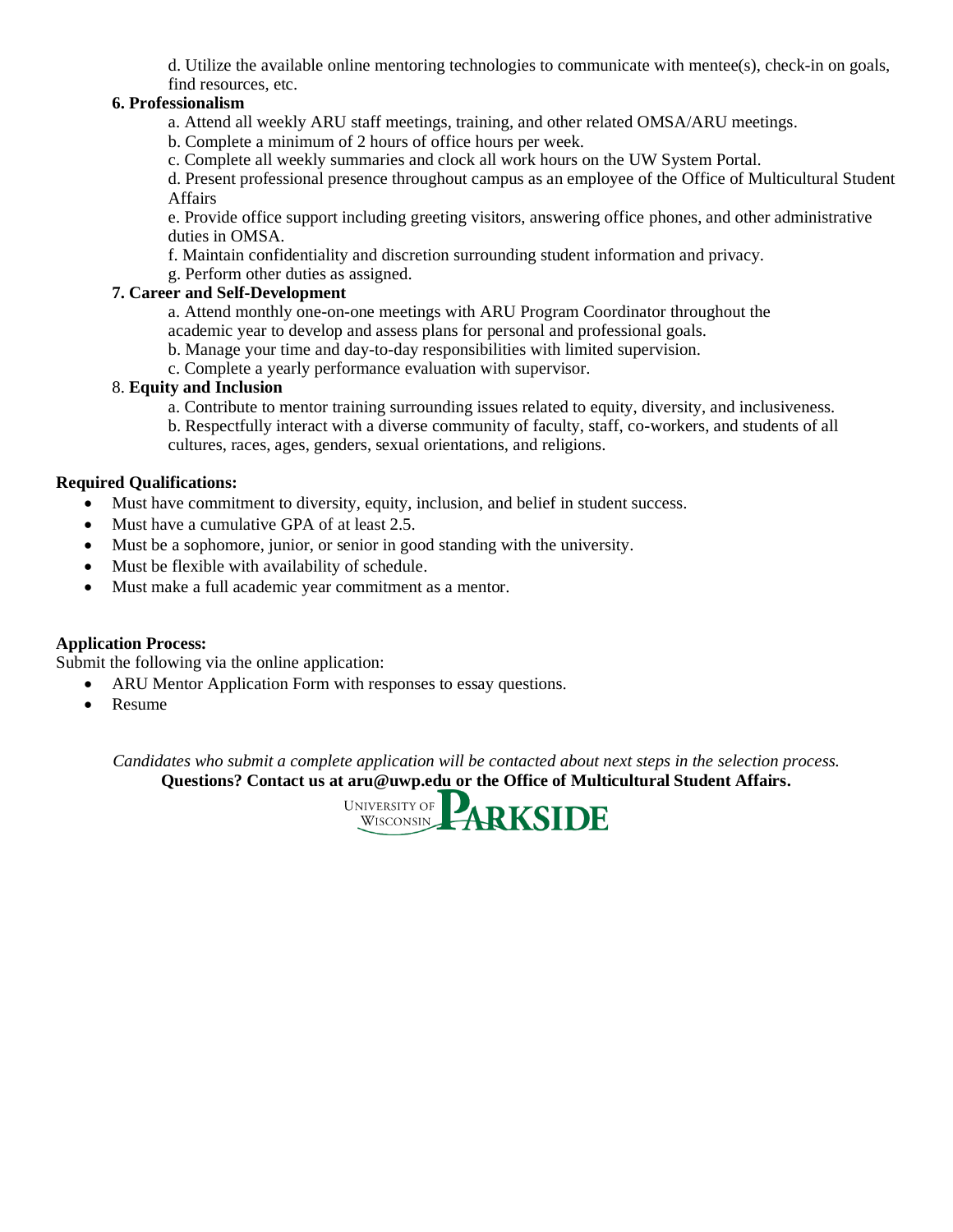d. Utilize the available online mentoring technologies to communicate with mentee(s), check-in on goals, find resources, etc.

**6. Professionalism**

a. Attend all weekly ARU staff meetings, training, and other related OMSA/ARU meetings.

b. Complete a minimum of 2 hours of office hours per week.

c. Complete all weekly summaries and clock all work hours on the UW System Portal.

d. Present professional presence throughout campus as an employee of the Office of Multicultural Student Affairs

e. Provide office support including greeting visitors, answering office phones, and other administrative duties in OMSA.

f. Maintain confidentiality and discretion surrounding student information and privacy.

g. Perform other duties as assigned.

**7. Career and Self-Development**

a. Attend monthly one-on-one meetings with ARU Program Coordinator throughout the academic year to develop and assess plans for personal and professional goals.

b. Manage your time and day-to-day responsibilities with limited supervision.

c. Complete a yearly performance evaluation with supervisor.

8. **Equity and Inclusion**

a. Contribute to mentor training surrounding issues related to equity, diversity, and inclusiveness.

b. Respectfully interact with a diverse community of faculty, staff, co-workers, and students of all cultures, races, ages, genders, sexual orientations, and religions.

**Required Qualifications:**

- Must have commitment to diversity, equity, inclusion, and belief in student success.
- Must have a cumulative GPA of at least 2.5.
- Must be a sophomore, junior, or senior in good standing with the university.
- Must be flexible with availability of schedule.
- Must make a full academic year commitment as a mentor.

**Application Process:**

Submit the following via the online application:

- ARU Mentor Application Form with responses to essay questions.
- Resume

*Candidates who submit a complete application will be contacted about next steps in the selection process.*

**Questions? Contact us at aru@uwp.edu or the Office of Multicultural Student Affairs.**

UNIVERSITY OF WISCONSIN PARKSIDE